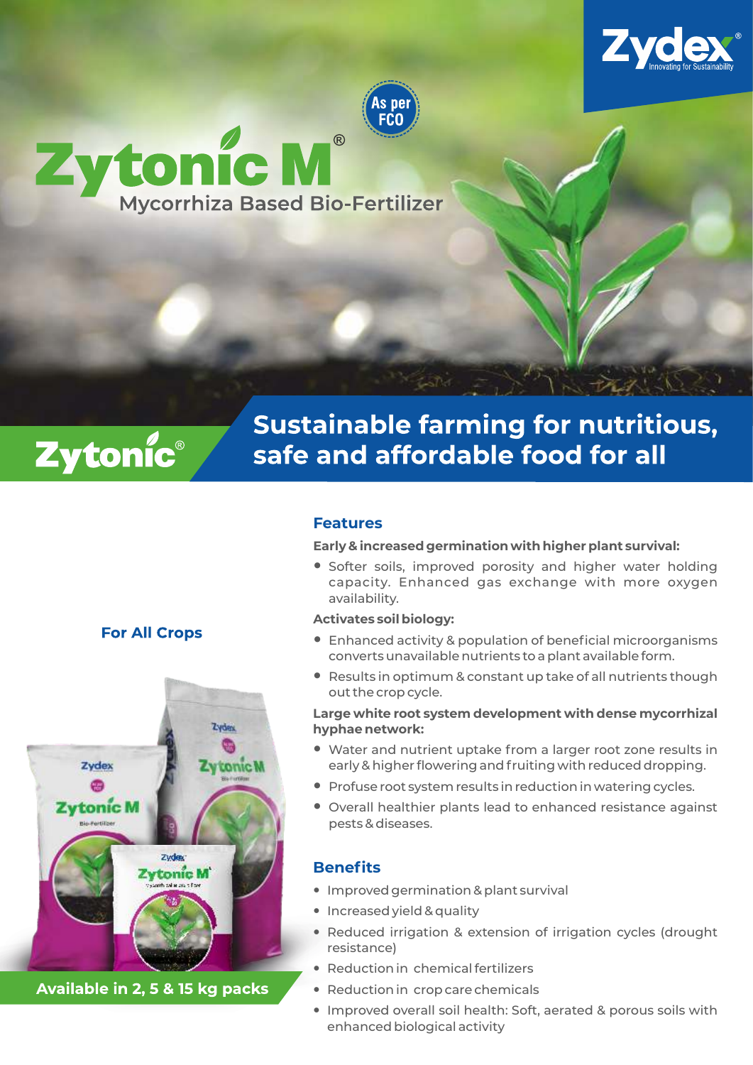Zydex® Innovating for Sustainability

As per FCO

# Zytonic M®

## Mycorrhiza Based Bio-Fertilizer

Zytonic®

**Sustainable farming for nutritious, safe and affordable food for all**

### For All Crops

**Available in 2, 5 & 15 kg packs**

## Features

**Early & increased germination with higher plant survival:**

- Softer soils, improved porosity and higher water holding capacity. Enhanced gas exchange with more oxygen availability.

**Activates soil biology:**

- Enhanced activity & population of beneficial microorganisms converts unavailable nutrients to a plant available form.
- Results in optimum & constant up take of all nutrients though out the crop cycle.

**Large white root system development with dense mycorrhizal hyphae network:**

- Water and nutrient uptake from a larger root zone results in early & higher flowering and fruiting with reduced dropping.
- Profuse root system results in reduction in watering cycles.
- Overall healthier plants lead to enhanced resistance against pests & diseases.

## Benefits

- Improved germination & plant survival
- Increased yield & quality
- Reduced irrigation & extension of irrigation cycles (drought resistance)
- Reduction in chemical fertilizers
- Reduction in crop care chemicals
- Improved overall soil health: Soft, aerated & porous soils with enhanced biological activity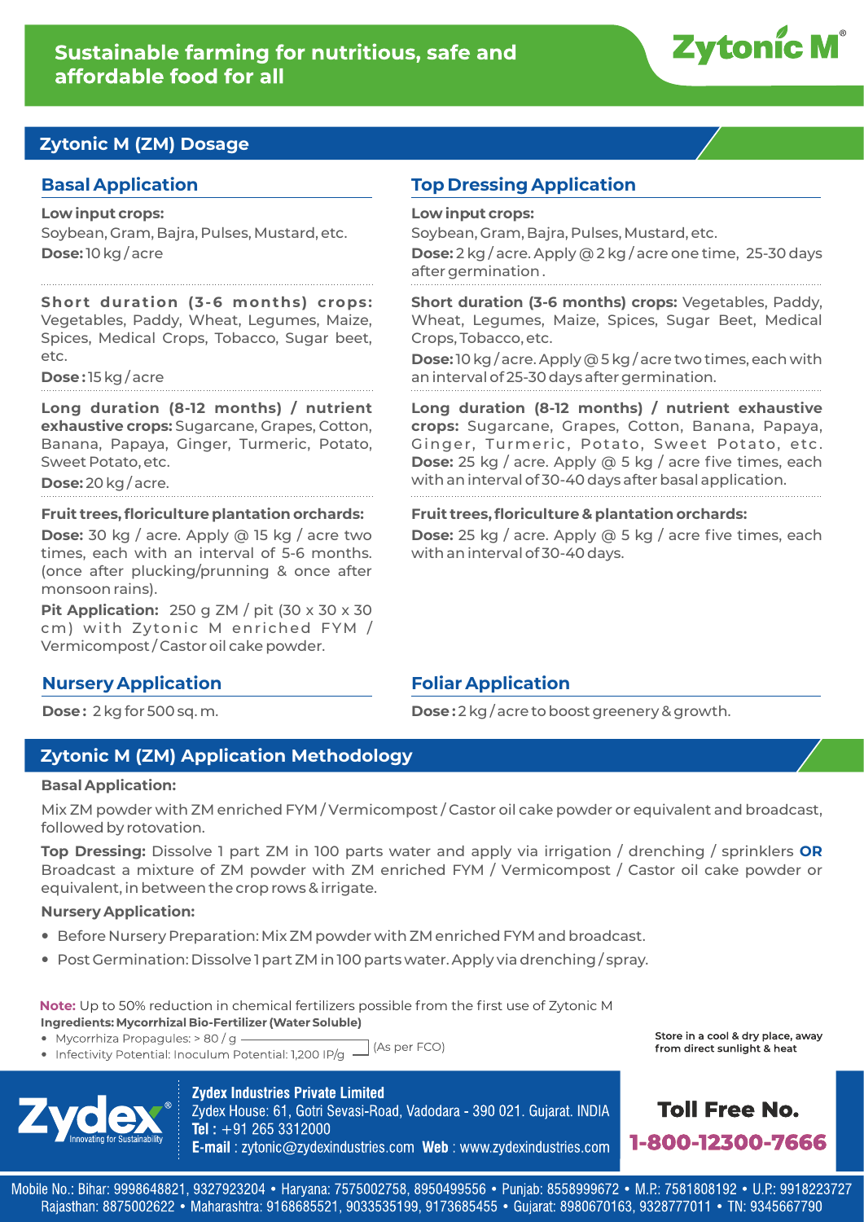## Sustainable farming for nutritious, safe and affordable food for all

**Zytonic M®**

## Zytonic M (ZM) Dosage

### Basal Application

**Low input crops:**
Soybean, Gram, Bajra, Pulses, Mustard, etc.
**Dose:** 10 kg / acre

**Short duration (3-6 months) crops:** Vegetables, Paddy, Wheat, Legumes, Maize, Spices, Medical Crops, Tobacco, Sugar beet, etc.
**Dose :** 15 kg / acre

**Long duration (8-12 months) / nutrient exhaustive crops:** Sugarcane, Grapes, Cotton, Banana, Papaya, Ginger, Turmeric, Potato, Sweet Potato, etc.
**Dose:** 20 kg / acre.

**Fruit trees, floriculture plantation orchards:**
**Dose:** 30 kg / acre. Apply @ 15 kg / acre two times, each with an interval of 5-6 months. (once after plucking/prunning & once after monsoon rains).
**Pit Application:** 250 g ZM / pit (30 x 30 x 30 cm) with Zytonic M enriched FYM / Vermicompost / Castor oil cake powder.

### Top Dressing Application

**Low input crops:**
Soybean, Gram, Bajra, Pulses, Mustard, etc.
**Dose:** 2 kg / acre. Apply @ 2 kg / acre one time, 25-30 days after germination .

**Short duration (3-6 months) crops:** Vegetables, Paddy, Wheat, Legumes, Maize, Spices, Sugar Beet, Medical Crops, Tobacco, etc.
**Dose:** 10 kg / acre. Apply @ 5 kg / acre two times, each with an interval of 25-30 days after germination.

**Long duration (8-12 months) / nutrient exhaustive crops:** Sugarcane, Grapes, Cotton, Banana, Papaya, Ginger, Turmeric, Potato, Sweet Potato, etc. **Dose:** 25 kg / acre. Apply @ 5 kg / acre five times, each with an interval of 30-40 days after basal application.

**Fruit trees, floriculture & plantation orchards:**
**Dose:** 25 kg / acre. Apply @ 5 kg / acre five times, each with an interval of 30-40 days.

### Nursery Application

**Dose :** 2 kg for 500 sq. m.

### Foliar Application

**Dose :** 2 kg / acre to boost greenery & growth.

## Zytonic M (ZM) Application Methodology

**Basal Application:**

Mix ZM powder with ZM enriched FYM / Vermicompost / Castor oil cake powder or equivalent and broadcast, followed by rotovation.

**Top Dressing:** Dissolve 1 part ZM in 100 parts water and apply via irrigation / drenching / sprinklers **OR** Broadcast a mixture of ZM powder with ZM enriched FYM / Vermicompost / Castor oil cake powder or equivalent, in between the crop rows & irrigate.

**Nursery Application:**

- Before Nursery Preparation: Mix ZM powder with ZM enriched FYM and broadcast.
- Post Germination: Dissolve 1 part ZM in 100 parts water. Apply via drenching / spray.

**Note:** Up to 50% reduction in chemical fertilizers possible from the first use of Zytonic M

**Ingredients: Mycorrhizal Bio-Fertilizer (Water Soluble)**

- Mycorrhiza Propagules: > 80 / g
- Infectivity Potential: Inoculum Potential: 1,200 IP/g

(As per FCO)

Store in a cool & dry place, away from direct sunlight & heat

**Zydex®** Innovating for Sustainability

**Zydex Industries Private Limited**
Zydex House: 61, Gotri Sevasi-Road, Vadodara - 390 021. Gujarat. INDIA
**Tel :** +91 265 3312000
**E-mail** : zytonic@zydexindustries.com **Web** : www.zydexindustries.com

**Toll Free No.**
**1-800-12300-7666**

Mobile No.: Bihar: 9998648821, 9327923204 • Haryana: 7575002758, 8950499556 • Punjab: 8558999672 • M.P.: 7581808192 • U.P.: 9918223727
Rajasthan: 8875002622 • Maharashtra: 9168685521, 9033535199, 9173685455 • Gujarat: 8980670163, 9328777011 • TN: 9345667790